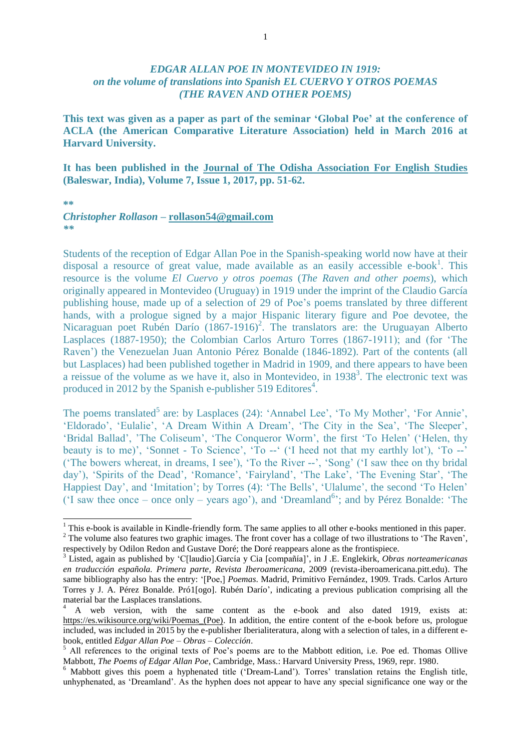# *EDGAR ALLAN POE IN MONTEVIDEO IN 1919: on the volume of translations into Spanish EL CUERVO Y OTROS POEMAS (THE RAVEN AND OTHER POEMS)*

**This text was given as a paper as part of the seminar 'Global Poe' at the conference of ACLA (the American Comparative Literature Association) held in March 2016 at Harvard University.**

**It has been published in the Journal of The Odisha Association For English Studies (Baleswar, India), Volume 7, Issue 1, 2017, pp. 51-62.**

**

***Christopher Rollason* – rollason54@gmail.com**

**

Students of the reception of Edgar Allan Poe in the Spanish-speaking world now have at their disposal a resource of great value, made available as an easily accessible e-book[1]. This resource is the volume *El Cuervo y otros poemas* (*The Raven and other poems*), which originally appeared in Montevideo (Uruguay) in 1919 under the imprint of the Claudio García publishing house, made up of a selection of 29 of Poe's poems translated by three different hands, with a prologue signed by a major Hispanic literary figure and Poe devotee, the Nicaraguan poet Rubén Darío (1867-1916)[2]. The translators are: the Uruguayan Alberto Lasplaces (1887-1950); the Colombian Carlos Arturo Torres (1867-1911); and (for 'The Raven') the Venezuelan Juan Antonio Pérez Bonalde (1846-1892). Part of the contents (all but Lasplaces) had been published together in Madrid in 1909, and there appears to have been a reissue of the volume as we have it, also in Montevideo, in 1938[3]. The electronic text was produced in 2012 by the Spanish e-publisher 519 Editores[4].

The poems translated[5] are: by Lasplaces (24): 'Annabel Lee', 'To My Mother', 'For Annie', 'Eldorado', 'Eulalie', 'A Dream Within A Dream', 'The City in the Sea', 'The Sleeper', 'Bridal Ballad', 'The Coliseum', 'The Conqueror Worm', the first 'To Helen' ('Helen, thy beauty is to me)', 'Sonnet - To Science', 'To --' ('I heed not that my earthly lot'), 'To --' ('The bowers whereat, in dreams, I see'), 'To the River --', 'Song' ('I saw thee on thy bridal day'), 'Spirits of the Dead', 'Romance', 'Fairyland', 'The Lake', 'The Evening Star', 'The Happiest Day', and 'Imitation'; by Torres (4): 'The Bells', 'Ulalume', the second 'To Helen' ('I saw thee once – once only – years ago'), and 'Dreamland[6]'; and by Pérez Bonalde: 'The

---

[1] This e-book is available in Kindle-friendly form. The same applies to all other e-books mentioned in this paper.

[2] The volume also features two graphic images. The front cover has a collage of two illustrations to 'The Raven', respectively by Odilon Redon and Gustave Doré; the Doré reappears alone as the frontispiece.

[3] Listed, again as published by 'C[laudio].García y Cia [compañía]', in J .E. Englekirk, *Obras norteamericanas en traducción española. Primera parte, Revista Iberoamericana*, 2009 (revista-iberoamericana.pitt.edu). The same bibliography also has the entry: '[Poe,] *Poemas*. Madrid, Primitivo Fernández, 1909. Trads. Carlos Arturo Torres y J. A. Pérez Bonalde. Pró1[ogo]. Rubén Darío', indicating a previous publication comprising all the material bar the Lasplaces translations.

[4] A web version, with the same content as the e-book and also dated 1919, exists at: https://es.wikisource.org/wiki/Poemas_(Poe). In addition, the entire content of the e-book before us, prologue included, was included in 2015 by the e-publisher Iberialiteratura, along with a selection of tales, in a different e-book, entitled *Edgar Allan Poe – Obras – Colección*.

[5] All references to the original texts of Poe's poems are to the Mabbott edition, i.e. Poe ed. Thomas Ollive Mabbott, *The Poems of Edgar Allan Poe*, Cambridge, Mass.: Harvard University Press, 1969, repr. 1980.

[6] Mabbott gives this poem a hyphenated title ('Dream-Land'). Torres' translation retains the English title, unhyphenated, as 'Dreamland'. As the hyphen does not appear to have any special significance one way or the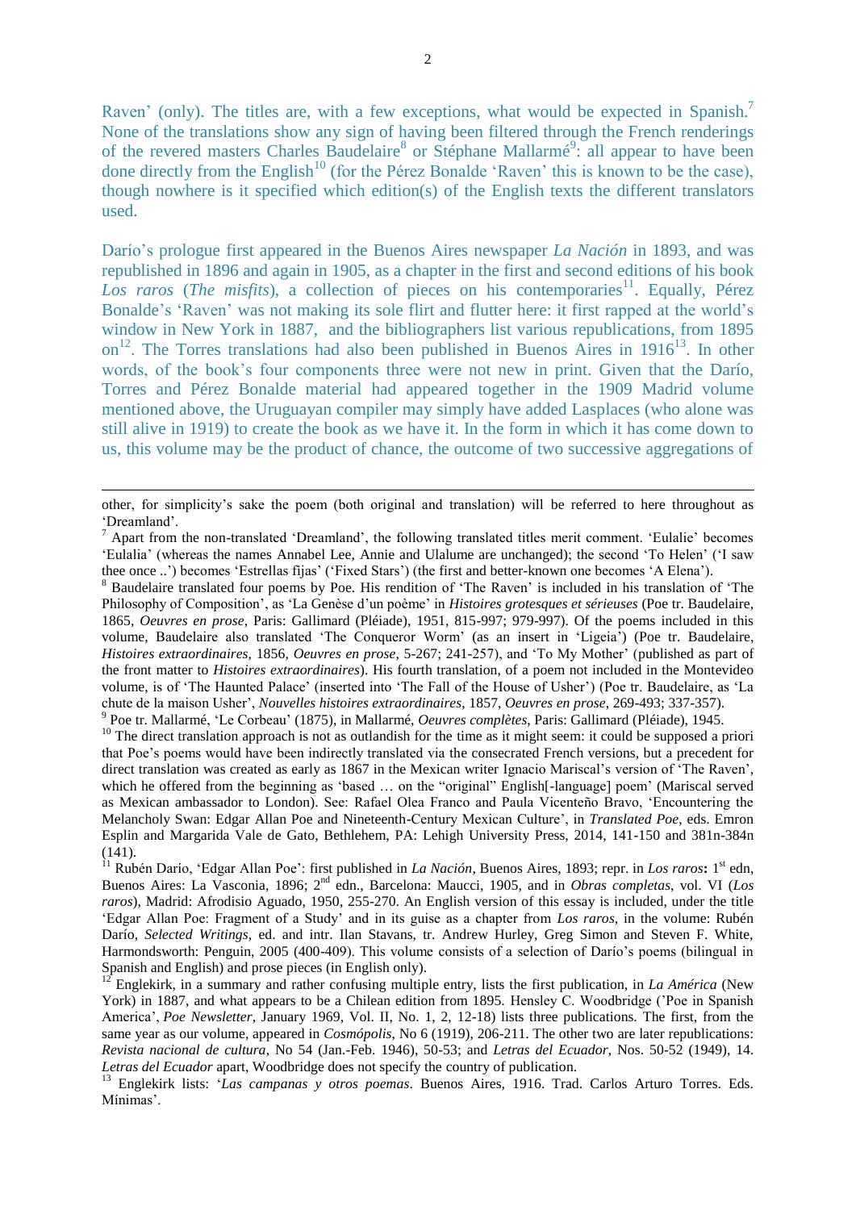Raven' (only). The titles are, with a few exceptions, what would be expected in Spanish.[7] None of the translations show any sign of having been filtered through the French renderings of the revered masters Charles Baudelaire[8] or Stéphane Mallarmé[9]: all appear to have been done directly from the English[10] (for the Pérez Bonalde 'Raven' this is known to be the case), though nowhere is it specified which edition(s) of the English texts the different translators used.

Darío's prologue first appeared in the Buenos Aires newspaper *La Nación* in 1893, and was republished in 1896 and again in 1905, as a chapter in the first and second editions of his book *Los raros* (*The misfits*), a collection of pieces on his contemporaries[11]. Equally, Pérez Bonalde's 'Raven' was not making its sole flirt and flutter here: it first rapped at the world's window in New York in 1887, and the bibliographers list various republications, from 1895 on[12]. The Torres translations had also been published in Buenos Aires in 1916[13]. In other words, of the book's four components three were not new in print. Given that the Darío, Torres and Pérez Bonalde material had appeared together in the 1909 Madrid volume mentioned above, the Uruguayan compiler may simply have added Lasplaces (who alone was still alive in 1919) to create the book as we have it. In the form in which it has come down to us, this volume may be the product of chance, the outcome of two successive aggregations of

---

other, for simplicity's sake the poem (both original and translation) will be referred to here throughout as 'Dreamland'.

[7] Apart from the non-translated 'Dreamland', the following translated titles merit comment. 'Eulalie' becomes 'Eulalia' (whereas the names Annabel Lee, Annie and Ulalume are unchanged); the second 'To Helen' ('I saw thee once ..') becomes 'Estrellas fijas' ('Fixed Stars') (the first and better-known one becomes 'A Elena').

[8] Baudelaire translated four poems by Poe. His rendition of 'The Raven' is included in his translation of 'The Philosophy of Composition', as 'La Genèse d'un poème' in *Histoires grotesques et sérieuses* (Poe tr. Baudelaire, 1865, *Oeuvres en prose*, Paris: Gallimard (Pléiade), 1951, 815-997; 979-997). Of the poems included in this volume, Baudelaire also translated 'The Conqueror Worm' (as an insert in 'Ligeia') (Poe tr. Baudelaire, *Histoires extraordinaires*, 1856, *Oeuvres en prose*, 5-267; 241-257), and 'To My Mother' (published as part of the front matter to *Histoires extraordinaires*). His fourth translation, of a poem not included in the Montevideo volume, is of 'The Haunted Palace' (inserted into 'The Fall of the House of Usher') (Poe tr. Baudelaire, as 'La chute de la maison Usher', *Nouvelles histoires extraordinaires*, 1857, *Oeuvres en prose*, 269-493; 337-357).

[9] Poe tr. Mallarmé, 'Le Corbeau' (1875), in Mallarmé, *Oeuvres complètes*, Paris: Gallimard (Pléiade), 1945.

[10] The direct translation approach is not as outlandish for the time as it might seem: it could be supposed a priori that Poe's poems would have been indirectly translated via the consecrated French versions, but a precedent for direct translation was created as early as 1867 in the Mexican writer Ignacio Mariscal's version of 'The Raven', which he offered from the beginning as 'based … on the "original" English[-language] poem' (Mariscal served as Mexican ambassador to London). See: Rafael Olea Franco and Paula Vicenteño Bravo, 'Encountering the Melancholy Swan: Edgar Allan Poe and Nineteenth-Century Mexican Culture', in *Translated Poe*, eds. Emron Esplin and Margarida Vale de Gato, Bethlehem, PA: Lehigh University Press, 2014, 141-150 and 381n-384n (141).

[11] Rubén Darío, 'Edgar Allan Poe': first published in *La Nación*, Buenos Aires, 1893; repr. in *Los raros***:** 1st edn, Buenos Aires: La Vasconia, 1896; 2nd edn., Barcelona: Maucci, 1905, and in *Obras completas*, vol. VI (*Los raros*), Madrid: Afrodisio Aguado, 1950, 255-270. An English version of this essay is included, under the title 'Edgar Allan Poe: Fragment of a Study' and in its guise as a chapter from *Los raros*, in the volume: Rubén Darío, *Selected Writings*, ed. and intr. Ilan Stavans, tr. Andrew Hurley, Greg Simon and Steven F. White, Harmondsworth: Penguin, 2005 (400-409). This volume consists of a selection of Darío's poems (bilingual in Spanish and English) and prose pieces (in English only).

[12] Englekirk, in a summary and rather confusing multiple entry, lists the first publication, in *La América* (New York) in 1887, and what appears to be a Chilean edition from 1895. Hensley C. Woodbridge ('Poe in Spanish America', *Poe Newsletter*, January 1969, Vol. II, No. 1, 2, 12-18) lists three publications. The first, from the same year as our volume, appeared in *Cosmópolis*, No 6 (1919), 206-211. The other two are later republications: *Revista nacional de cultura*, No 54 (Jan.-Feb. 1946), 50-53; and *Letras del Ecuador*, Nos. 50-52 (1949), 14. *Letras del Ecuador* apart, Woodbridge does not specify the country of publication.

[13] Englekirk lists: '*Las campanas y otros poemas*. Buenos Aires, 1916. Trad. Carlos Arturo Torres. Eds. Mínimas'.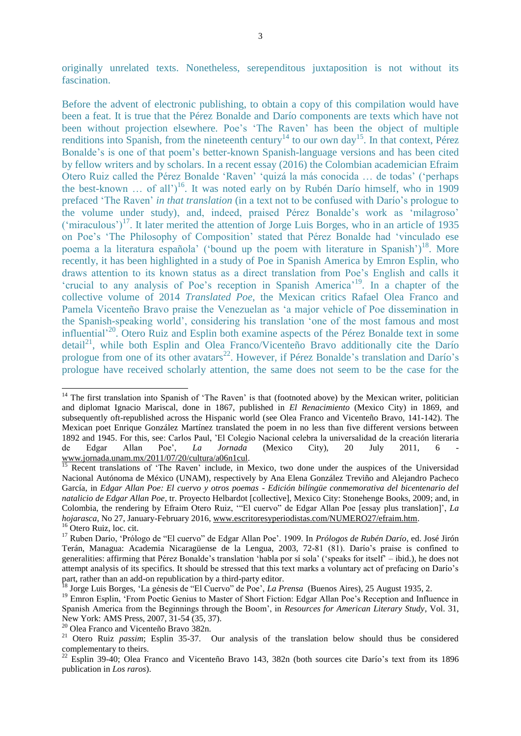originally unrelated texts. Nonetheless, serependitous juxtaposition is not without its fascination.

Before the advent of electronic publishing, to obtain a copy of this compilation would have been a feat. It is true that the Pérez Bonalde and Darío components are texts which have not been without projection elsewhere. Poe's 'The Raven' has been the object of multiple renditions into Spanish, from the nineteenth century[14] to our own day[15]. In that context, Pérez Bonalde's is one of that poem's better-known Spanish-language versions and has been cited by fellow writers and by scholars. In a recent essay (2016) the Colombian academician Efraim Otero Ruiz called the Pérez Bonalde 'Raven' 'quizá la más conocida … de todas' ('perhaps the best-known … of all')[16]. It was noted early on by Rubén Darío himself, who in 1909 prefaced 'The Raven' *in that translation* (in a text not to be confused with Darío's prologue to the volume under study), and, indeed, praised Pérez Bonalde's work as 'milagroso' ('miraculous')[17]. It later merited the attention of Jorge Luis Borges, who in an article of 1935 on Poe's 'The Philosophy of Composition' stated that Pérez Bonalde had 'vinculado ese poema a la literatura española' ('bound up the poem with literature in Spanish')[18]. More recently, it has been highlighted in a study of Poe in Spanish America by Emron Esplin, who draws attention to its known status as a direct translation from Poe's English and calls it 'crucial to any analysis of Poe's reception in Spanish America'[19]. In a chapter of the collective volume of 2014 *Translated Poe*, the Mexican critics Rafael Olea Franco and Pamela Vicenteño Bravo praise the Venezuelan as 'a major vehicle of Poe dissemination in the Spanish-speaking world', considering his translation 'one of the most famous and most influential'[20]. Otero Ruiz and Esplin both examine aspects of the Pérez Bonalde text in some detail[21], while both Esplin and Olea Franco/Vicenteño Bravo additionally cite the Darío prologue from one of its other avatars[22]. However, if Pérez Bonalde's translation and Darío's prologue have received scholarly attention, the same does not seem to be the case for the

---

[14] The first translation into Spanish of 'The Raven' is that (footnoted above) by the Mexican writer, politician and diplomat Ignacio Mariscal, done in 1867, published in *El Renacimiento* (Mexico City) in 1869, and subsequently oft-republished across the Hispanic world (see Olea Franco and Vicenteño Bravo, 141-142). The Mexican poet Enrique González Martínez translated the poem in no less than five different versions between 1892 and 1945. For this, see: Carlos Paul, 'El Colegio Nacional celebra la universalidad de la creación literaria de Edgar Allan Poe', *La Jornada* (Mexico City), 20 July 2011, 6 - www.jornada.unam.mx/2011/07/20/cultura/a06n1cul.

[15] Recent translations of 'The Raven' include, in Mexico, two done under the auspices of the Universidad Nacional Autónoma de México (UNAM), respectively by Ana Elena González Treviño and Alejandro Pacheco García, in *Edgar Allan Poe: El cuervo y otros poemas - Edición bilingüe conmemorativa del bicentenario del natalicio de Edgar Allan Poe*, tr. Proyecto Helbardot [collective], Mexico City: Stonehenge Books, 2009; and, in Colombia, the rendering by Efraim Otero Ruiz, '"El cuervo" de Edgar Allan Poe [essay plus translation]', *La hojarasca*, No 27, January-February 2016, www.escritoresyperiodistas.com/NUMERO27/efraim.htm.

[16] Otero Ruiz, loc. cit.

[17] Ruben Darío, 'Prólogo de "El cuervo" de Edgar Allan Poe'. 1909. In *Prólogos de Rubén Darío*, ed. José Jirón Terán, Managua: Academia Nicaragüense de la Lengua, 2003, 72-81 (81). Darío's praise is confined to generalities: affirming that Pérez Bonalde's translation 'habla por sí sola' ('speaks for itself' – ibid.), he does not attempt analysis of its specifics. It should be stressed that this text marks a voluntary act of prefacing on Darío's part, rather than an add-on republication by a third-party editor.

[18] Jorge Luis Borges, 'La génesis de "El Cuervo" de Poe', *La Prensa* (Buenos Aires), 25 August 1935, 2.

[19] Emron Esplin, 'From Poetic Genius to Master of Short Fiction: Edgar Allan Poe's Reception and Influence in Spanish America from the Beginnings through the Boom', in *Resources for American Literary Study*, Vol. 31, New York: AMS Press, 2007, 31-54 (35, 37).

[20] Olea Franco and Vicenteño Bravo 382n.

[21] Otero Ruiz *passim*; Esplin 35-37. Our analysis of the translation below should thus be considered complementary to theirs.

[22] Esplin 39-40; Olea Franco and Vicenteño Bravo 143, 382n (both sources cite Darío's text from its 1896 publication in *Los raros*).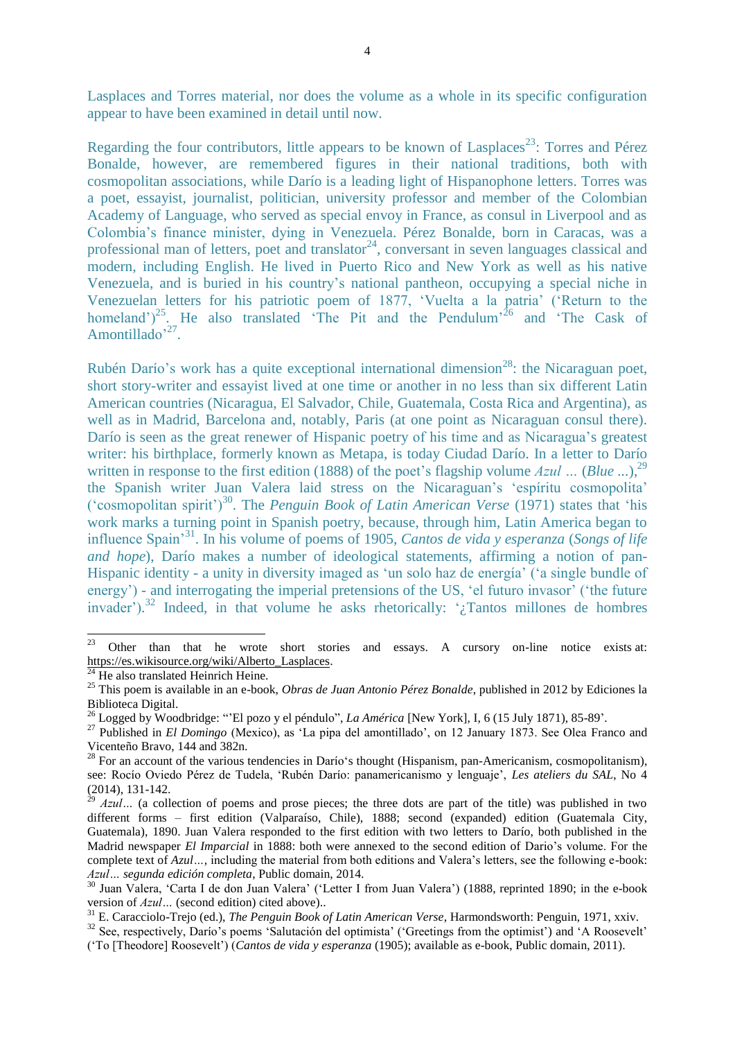Lasplaces and Torres material, nor does the volume as a whole in its specific configuration appear to have been examined in detail until now.

Regarding the four contributors, little appears to be known of Lasplaces[23]: Torres and Pérez Bonalde, however, are remembered figures in their national traditions, both with cosmopolitan associations, while Darío is a leading light of Hispanophone letters. Torres was a poet, essayist, journalist, politician, university professor and member of the Colombian Academy of Language, who served as special envoy in France, as consul in Liverpool and as Colombia's finance minister, dying in Venezuela. Pérez Bonalde, born in Caracas, was a professional man of letters, poet and translator[24], conversant in seven languages classical and modern, including English. He lived in Puerto Rico and New York as well as his native Venezuela, and is buried in his country's national pantheon, occupying a special niche in Venezuelan letters for his patriotic poem of 1877, 'Vuelta a la patria' ('Return to the homeland')[25]. He also translated 'The Pit and the Pendulum'[26] and 'The Cask of Amontillado'[27].

Rubén Darío's work has a quite exceptional international dimension[28]: the Nicaraguan poet, short story-writer and essayist lived at one time or another in no less than six different Latin American countries (Nicaragua, El Salvador, Chile, Guatemala, Costa Rica and Argentina), as well as in Madrid, Barcelona and, notably, Paris (at one point as Nicaraguan consul there). Darío is seen as the great renewer of Hispanic poetry of his time and as Nicaragua's greatest writer: his birthplace, formerly known as Metapa, is today Ciudad Darío. In a letter to Darío written in response to the first edition (1888) of the poet's flagship volume *Azul ...* (*Blue ...*),[29] the Spanish writer Juan Valera laid stress on the Nicaraguan's 'espíritu cosmopolita' ('cosmopolitan spirit')[30]. The *Penguin Book of Latin American Verse* (1971) states that 'his work marks a turning point in Spanish poetry, because, through him, Latin America began to influence Spain'[31]. In his volume of poems of 1905, *Cantos de vida y esperanza* (*Songs of life and hope*), Darío makes a number of ideological statements, affirming a notion of pan-Hispanic identity - a unity in diversity imaged as 'un solo haz de energía' ('a single bundle of energy') - and interrogating the imperial pretensions of the US, 'el futuro invasor' ('the future invader').[32] Indeed, in that volume he asks rhetorically: '¿Tantos millones de hombres

---

[23] Other than that he wrote short stories and essays. A cursory on-line notice exists at: https://es.wikisource.org/wiki/Alberto_Lasplaces.

[24] He also translated Heinrich Heine.

[25] This poem is available in an e-book, *Obras de Juan Antonio Pérez Bonalde*, published in 2012 by Ediciones la Biblioteca Digital.

[26] Logged by Woodbridge: "'El pozo y el péndulo", *La América* [New York], I, 6 (15 July 1871), 85-89'.

[27] Published in *El Domingo* (Mexico), as 'La pipa del amontillado', on 12 January 1873. See Olea Franco and Vicenteño Bravo, 144 and 382n.

[28] For an account of the various tendencies in Darío's thought (Hispanism, pan-Americanism, cosmopolitanism), see: Rocío Oviedo Pérez de Tudela, 'Rubén Darío: panamericanismo y lenguaje', *Les ateliers du SAL*, No 4 (2014), 131-142.

[29] *Azul…* (a collection of poems and prose pieces; the three dots are part of the title) was published in two different forms – first edition (Valparaíso, Chile), 1888; second (expanded) edition (Guatemala City, Guatemala), 1890. Juan Valera responded to the first edition with two letters to Darío, both published in the Madrid newspaper *El Imparcial* in 1888: both were annexed to the second edition of Dario's volume. For the complete text of *Azul…*, including the material from both editions and Valera's letters, see the following e-book: *Azul… segunda edición completa*, Public domain, 2014.

[30] Juan Valera, 'Carta I de don Juan Valera' ('Letter I from Juan Valera') (1888, reprinted 1890; in the e-book version of *Azul…* (second edition) cited above)..

[31] E. Caracciolo-Trejo (ed.), *The Penguin Book of Latin American Verse*, Harmondsworth: Penguin, 1971, xxiv.

[32] See, respectively, Darío's poems 'Salutación del optimista' ('Greetings from the optimist') and 'A Roosevelt' ('To [Theodore] Roosevelt') (*Cantos de vida y esperanza* (1905); available as e-book, Public domain, 2011).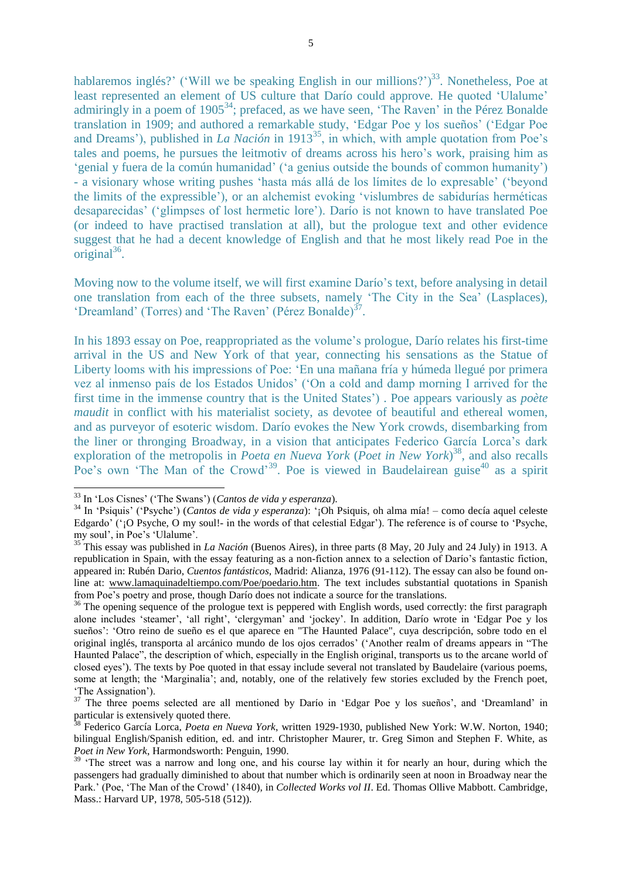hablaremos inglés?' ('Will we be speaking English in our millions?')[33]. Nonetheless, Poe at least represented an element of US culture that Darío could approve. He quoted 'Ulalume' admiringly in a poem of 1905[34]; prefaced, as we have seen, 'The Raven' in the Pérez Bonalde translation in 1909; and authored a remarkable study, 'Edgar Poe y los sueños' ('Edgar Poe and Dreams'), published in *La Nación* in 1913[35], in which, with ample quotation from Poe's tales and poems, he pursues the leitmotiv of dreams across his hero's work, praising him as 'genial y fuera de la común humanidad' ('a genius outside the bounds of common humanity') - a visionary whose writing pushes 'hasta más allá de los límites de lo expresable' ('beyond the limits of the expressible'), or an alchemist evoking 'vislumbres de sabidurías herméticas desaparecidas' ('glimpses of lost hermetic lore'). Darío is not known to have translated Poe (or indeed to have practised translation at all), but the prologue text and other evidence suggest that he had a decent knowledge of English and that he most likely read Poe in the original[36].

Moving now to the volume itself, we will first examine Darío's text, before analysing in detail one translation from each of the three subsets, namely 'The City in the Sea' (Lasplaces), 'Dreamland' (Torres) and 'The Raven' (Pérez Bonalde)[37].

In his 1893 essay on Poe, reappropriated as the volume's prologue, Darío relates his first-time arrival in the US and New York of that year, connecting his sensations as the Statue of Liberty looms with his impressions of Poe: 'En una mañana fría y húmeda llegué por primera vez al inmenso país de los Estados Unidos' ('On a cold and damp morning I arrived for the first time in the immense country that is the United States') . Poe appears variously as *poète maudit* in conflict with his materialist society, as devotee of beautiful and ethereal women, and as purveyor of esoteric wisdom. Darío evokes the New York crowds, disembarking from the liner or thronging Broadway, in a vision that anticipates Federico García Lorca's dark exploration of the metropolis in *Poeta en Nueva York* (*Poet in New York*)[38], and also recalls Poe's own 'The Man of the Crowd'[39]. Poe is viewed in Baudelairean guise[40] as a spirit

---

[33] In 'Los Cisnes' ('The Swans') (*Cantos de vida y esperanza*).

[34] In 'Psiquis' ('Psyche') (*Cantos de vida y esperanza*): '¡Oh Psiquis, oh alma mía! – como decía aquel celeste Edgardo' ('¡O Psyche, O my soul!- in the words of that celestial Edgar'). The reference is of course to 'Psyche, my soul', in Poe's 'Ulalume'.

[35] This essay was published in *La Nación* (Buenos Aires), in three parts (8 May, 20 July and 24 July) in 1913. A republication in Spain, with the essay featuring as a non-fiction annex to a selection of Darío's fantastic fiction, appeared in: Rubén Dario, *Cuentos fantásticos*, Madrid: Alianza, 1976 (91-112). The essay can also be found on-line at: www.lamaquinadeltiempo.com/Poe/poedario.htm. The text includes substantial quotations in Spanish from Poe's poetry and prose, though Darío does not indicate a source for the translations.

[36] The opening sequence of the prologue text is peppered with English words, used correctly: the first paragraph alone includes 'steamer', 'all right', 'clergyman' and 'jockey'. In addition, Darío wrote in 'Edgar Poe y los sueños': 'Otro reino de sueño es el que aparece en "The Haunted Palace", cuya descripción, sobre todo en el original inglés, transporta al arcánico mundo de los ojos cerrados' ('Another realm of dreams appears in "The Haunted Palace", the description of which, especially in the English original, transports us to the arcane world of closed eyes'). The texts by Poe quoted in that essay include several not translated by Baudelaire (various poems, some at length; the 'Marginalia'; and, notably, one of the relatively few stories excluded by the French poet, 'The Assignation').

[37] The three poems selected are all mentioned by Darío in 'Edgar Poe y los sueños', and 'Dreamland' in particular is extensively quoted there.

[38] Federico García Lorca, *Poeta en Nueva York*, written 1929-1930, published New York: W.W. Norton, 1940; bilingual English/Spanish edition, ed. and intr. Christopher Maurer, tr. Greg Simon and Stephen F. White, as *Poet in New York*, Harmondsworth: Penguin, 1990.

[39] 'The street was a narrow and long one, and his course lay within it for nearly an hour, during which the passengers had gradually diminished to about that number which is ordinarily seen at noon in Broadway near the Park.' (Poe, 'The Man of the Crowd' (1840), in *Collected Works vol II*. Ed. Thomas Ollive Mabbott. Cambridge, Mass.: Harvard UP, 1978, 505-518 (512)).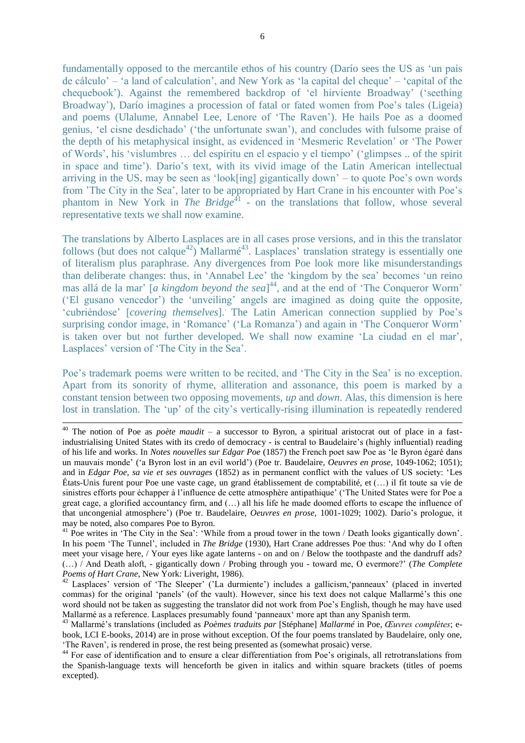fundamentally opposed to the mercantile ethos of his country (Darío sees the US as 'un país de cálculo' – 'a land of calculation', and New York as 'la capital del cheque' – 'capital of the chequebook'). Against the remembered backdrop of 'el hirviente Broadway' ('seething Broadway'), Darío imagines a procession of fatal or fated women from Poe's tales (Ligeia) and poems (Ulalume, Annabel Lee, Lenore of 'The Raven'). He hails Poe as a doomed genius, 'el cisne desdichado' ('the unfortunate swan'), and concludes with fulsome praise of the depth of his metaphysical insight, as evidenced in 'Mesmeric Revelation' or 'The Power of Words', his 'vislumbres … del espíritu en el espacio y el tiempo' ('glimpses .. of the spirit in space and time'). Darío's text, with its vivid image of the Latin American intellectual arriving in the US, may be seen as 'look[ing] gigantically down' – to quote Poe's own words from 'The City in the Sea', later to be appropriated by Hart Crane in his encounter with Poe's phantom in New York in *The Bridge*[41] - on the translations that follow, whose several representative texts we shall now examine.

The translations by Alberto Lasplaces are in all cases prose versions, and in this the translator follows (but does not calque[42]) Mallarmé[43]. Lasplaces' translation strategy is essentially one of literalism plus paraphrase. Any divergences from Poe look more like misunderstandings than deliberate changes: thus, in 'Annabel Lee' the 'kingdom by the sea' becomes 'un reino mas allá de la mar' [*a kingdom beyond the sea*][44], and at the end of 'The Conqueror Worm' ('El gusano vencedor') the 'unveiling' angels are imagined as doing quite the opposite, 'cubriéndose' [*covering themselves*]. The Latin American connection supplied by Poe's surprising condor image, in 'Romance' ('La Romanza') and again in 'The Conqueror Worm' is taken over but not further developed. We shall now examine 'La ciudad en el mar', Lasplaces' version of 'The City in the Sea'.

Poe's trademark poems were written to be recited, and 'The City in the Sea' is no exception. Apart from its sonority of rhyme, alliteration and assonance, this poem is marked by a constant tension between two opposing movements, *up* and *down*. Alas, this dimension is here lost in translation. The 'up' of the city's vertically-rising illumination is repeatedly rendered

---

[40] The notion of Poe as *poète maudit* – a successor to Byron, a spiritual aristocrat out of place in a fast-industrialising United States with its credo of democracy - is central to Baudelaire's (highly influential) reading of his life and works. In *Notes nouvelles sur Edgar Poe* (1857) the French poet saw Poe as 'le Byron égaré dans un mauvais monde' ('a Byron lost in an evil world') (Poe tr. Baudelaire, *Oeuvres en prose,* 1049-1062; 1051); and in *Edgar Poe, sa vie et ses ouvrages* (1852) as in permanent conflict with the values of US society: 'Les États-Unis furent pour Poe une vaste cage, un grand établissement de comptabilité, et (…) il fit toute sa vie de sinistres efforts pour échapper à l'influence de cette atmosphère antipathique' ('The United States were for Poe a great cage, a glorified accountancy firm, and (…) all his life he made doomed efforts to escape the influence of that uncongenial atmosphere') (Poe tr. Baudelaire, *Oeuvres en prose*, 1001-1029; 1002). Darío's prologue, it may be noted, also compares Poe to Byron.

[41] Poe writes in 'The City in the Sea': 'While from a proud tower in the town / Death looks gigantically down'. In his poem 'The Tunnel', included in *The Bridge* (1930), Hart Crane addresses Poe thus: 'And why do I often meet your visage here, / Your eyes like agate lanterns - on and on / Below the toothpaste and the dandruff ads? (…) / And Death aloft, - gigantically down / Probing through you - toward me, O evermore?' (*The Complete Poems of Hart Crane*, New York: Liveright, 1986).

[42] Lasplaces' version of 'The Sleeper' ('La durmiente') includes a gallicism,'panneaux' (placed in inverted commas) for the original 'panels' (of the vault). However, since his text does not calque Mallarmé's this one word should not be taken as suggesting the translator did not work from Poe's English, though he may have used Mallarmé as a reference. Lasplaces presumably found 'panneaux' more apt than any Spanish term.

[43] Mallarmé's translations (included as *Poèmes traduits par* [Stéphane] *Mallarmé* in Poe, *Œuvres complètes*; e-book, LCI E-books, 2014) are in prose without exception. Of the four poems translated by Baudelaire, only one, 'The Raven', is rendered in prose, the rest being presented as (somewhat prosaic) verse.

[44] For ease of identification and to ensure a clear differentiation from Poe's originals, all retrotranslations from the Spanish-language texts will henceforth be given in italics and within square brackets (titles of poems excepted).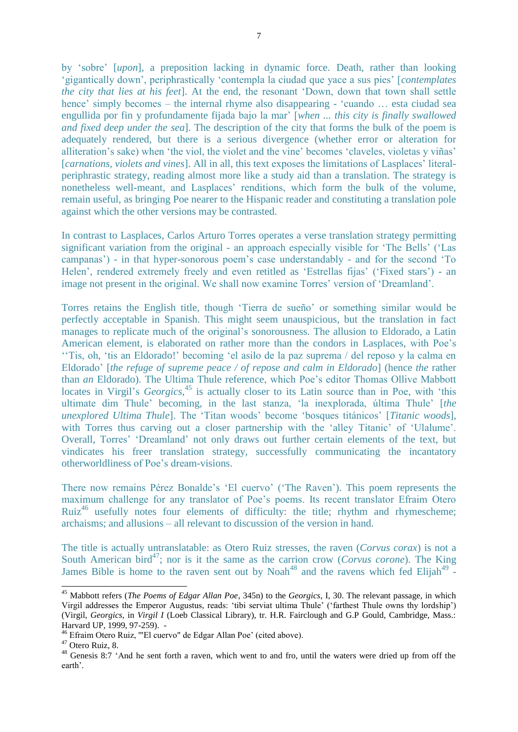by ‘sobre’ [*upon*], a preposition lacking in dynamic force. Death, rather than looking ‘gigantically down’, periphrastically ‘contempla la ciudad que yace a sus pies’ [*contemplates the city that lies at his feet*]. At the end, the resonant ‘Down, down that town shall settle hence’ simply becomes – the internal rhyme also disappearing - ‘cuando … esta ciudad sea engullida por fin y profundamente fijada bajo la mar’ [*when ... this city is finally swallowed and fixed deep under the sea*]. The description of the city that forms the bulk of the poem is adequately rendered, but there is a serious divergence (whether error or alteration for alliteration’s sake) when ‘the viol, the violet and the vine’ becomes ‘claveles, violetas y viñas’ [*carnations, violets and vines*]. All in all, this text exposes the limitations of Lasplaces’ literal-periphrastic strategy, reading almost more like a study aid than a translation. The strategy is nonetheless well-meant, and Lasplaces’ renditions, which form the bulk of the volume, remain useful, as bringing Poe nearer to the Hispanic reader and constituting a translation pole against which the other versions may be contrasted.

In contrast to Lasplaces, Carlos Arturo Torres operates a verse translation strategy permitting significant variation from the original - an approach especially visible for ‘The Bells’ (‘Las campanas’) - in that hyper-sonorous poem’s case understandably - and for the second ‘To Helen’, rendered extremely freely and even retitled as ‘Estrellas fijas’ (‘Fixed stars’) - an image not present in the original. We shall now examine Torres’ version of ‘Dreamland’.

Torres retains the English title, though ‘Tierra de sueño’ or something similar would be perfectly acceptable in Spanish. This might seem unauspicious, but the translation in fact manages to replicate much of the original’s sonorousness. The allusion to Eldorado, a Latin American element, is elaborated on rather more than the condors in Lasplaces, with Poe’s ‘‘Tis, oh, ‘tis an Eldorado!’ becoming ‘el asilo de la paz suprema / del reposo y la calma en Eldorado’ [*the refuge of supreme peace / of repose and calm in Eldorado*] (hence *the* rather than *an* Eldorado). The Ultima Thule reference, which Poe’s editor Thomas Ollive Mabbott locates in Virgil’s *Georgics*,[45] is actually closer to its Latin source than in Poe, with ‘this ultimate dim Thule’ becoming, in the last stanza, ‘la inexplorada, última Thule’ [*the unexplored Ultima Thule*]. The ‘Titan woods’ become ‘bosques titánicos’ [*Titanic woods*], with Torres thus carving out a closer partnership with the ‘alley Titanic’ of ‘Ulalume’. Overall, Torres’ ‘Dreamland’ not only draws out further certain elements of the text, but vindicates his freer translation strategy, successfully communicating the incantatory otherworldliness of Poe’s dream-visions.

There now remains Pérez Bonalde’s ‘El cuervo’ (‘The Raven’). This poem represents the maximum challenge for any translator of Poe’s poems. Its recent translator Efraim Otero Ruiz[46] usefully notes four elements of difficulty: the title; rhythm and rhymescheme; archaisms; and allusions – all relevant to discussion of the version in hand.

The title is actually untranslatable: as Otero Ruiz stresses, the raven (*Corvus corax*) is not a South American bird[47]; nor is it the same as the carrion crow (*Corvus corone*). The King James Bible is home to the raven sent out by Noah[48] and the ravens which fed Elijah[49] -

---

[45] Mabbott refers (*The Poems of Edgar Allan Poe*, 345n) to the *Georgics*, I, 30. The relevant passage, in which Virgil addresses the Emperor Augustus, reads: ‘tibi serviat ultima Thule’ (‘farthest Thule owns thy lordship’) (Virgil, *Georgics*, in *Virgil I* (Loeb Classical Library), tr. H.R. Fairclough and G.P Gould, Cambridge, Mass.: Harvard UP, 1999, 97-259). -

[46] Efraim Otero Ruiz, '"El cuervo" de Edgar Allan Poe’ (cited above).

[47] Otero Ruiz, 8.

[48] Genesis 8:7 ‘And he sent forth a raven, which went to and fro, until the waters were dried up from off the earth’.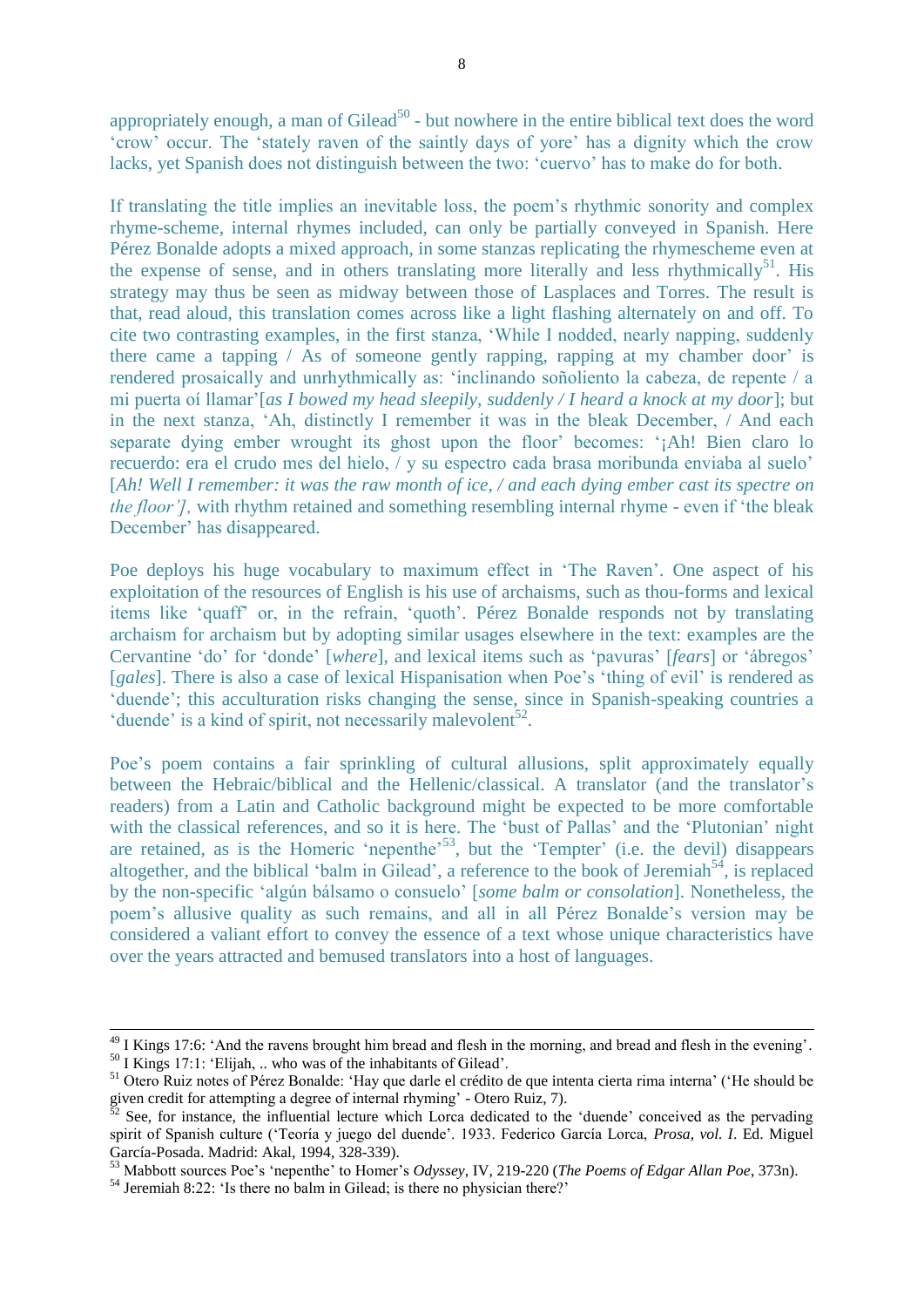appropriately enough, a man of Gilead[50] - but nowhere in the entire biblical text does the word 'crow' occur. The 'stately raven of the saintly days of yore' has a dignity which the crow lacks, yet Spanish does not distinguish between the two: 'cuervo' has to make do for both.

If translating the title implies an inevitable loss, the poem's rhythmic sonority and complex rhyme-scheme, internal rhymes included, can only be partially conveyed in Spanish. Here Pérez Bonalde adopts a mixed approach, in some stanzas replicating the rhymescheme even at the expense of sense, and in others translating more literally and less rhythmically[51]. His strategy may thus be seen as midway between those of Lasplaces and Torres. The result is that, read aloud, this translation comes across like a light flashing alternately on and off. To cite two contrasting examples, in the first stanza, 'While I nodded, nearly napping, suddenly there came a tapping / As of someone gently rapping, rapping at my chamber door' is rendered prosaically and unrhythmically as: 'inclinando soñoliento la cabeza, de repente / a mi puerta oí llamar'[*as I bowed my head sleepily, suddenly / I heard a knock at my door*]; but in the next stanza, 'Ah, distinctly I remember it was in the bleak December, / And each separate dying ember wrought its ghost upon the floor' becomes: '¡Ah! Bien claro lo recuerdo: era el crudo mes del hielo, / y su espectro cada brasa moribunda enviaba al suelo' [*Ah! Well I remember: it was the raw month of ice, / and each dying ember cast its spectre on the floor'],* with rhythm retained and something resembling internal rhyme - even if 'the bleak December' has disappeared.

Poe deploys his huge vocabulary to maximum effect in 'The Raven'. One aspect of his exploitation of the resources of English is his use of archaisms, such as thou-forms and lexical items like 'quaff' or, in the refrain, 'quoth'. Pérez Bonalde responds not by translating archaism for archaism but by adopting similar usages elsewhere in the text: examples are the Cervantine 'do' for 'donde' [*where*], and lexical items such as 'pavuras' [*fears*] or 'ábregos' [*gales*]. There is also a case of lexical Hispanisation when Poe's 'thing of evil' is rendered as 'duende'; this acculturation risks changing the sense, since in Spanish-speaking countries a 'duende' is a kind of spirit, not necessarily malevolent[52].

Poe's poem contains a fair sprinkling of cultural allusions, split approximately equally between the Hebraic/biblical and the Hellenic/classical. A translator (and the translator's readers) from a Latin and Catholic background might be expected to be more comfortable with the classical references, and so it is here. The 'bust of Pallas' and the 'Plutonian' night are retained, as is the Homeric 'nepenthe'[53], but the 'Tempter' (i.e. the devil) disappears altogether, and the biblical 'balm in Gilead', a reference to the book of Jeremiah[54], is replaced by the non-specific 'algún bálsamo o consuelo' [*some balm or consolation*]. Nonetheless, the poem's allusive quality as such remains, and all in all Pérez Bonalde's version may be considered a valiant effort to convey the essence of a text whose unique characteristics have over the years attracted and bemused translators into a host of languages.

---

[49] I Kings 17:6: 'And the ravens brought him bread and flesh in the morning, and bread and flesh in the evening'.

[50] I Kings 17:1: 'Elijah, .. who was of the inhabitants of Gilead'.

[51] Otero Ruiz notes of Pérez Bonalde: 'Hay que darle el crédito de que intenta cierta rima interna' ('He should be given credit for attempting a degree of internal rhyming' - Otero Ruiz, 7).

[52] See, for instance, the influential lecture which Lorca dedicated to the 'duende' conceived as the pervading spirit of Spanish culture ('Teoría y juego del duende'. 1933. Federico García Lorca, *Prosa, vol. I*. Ed. Miguel García-Posada. Madrid: Akal, 1994, 328-339).

[53] Mabbott sources Poe's 'nepenthe' to Homer's *Odyssey*, IV, 219-220 (*The Poems of Edgar Allan Poe*, 373n).

[54] Jeremiah 8:22: 'Is there no balm in Gilead; is there no physician there?'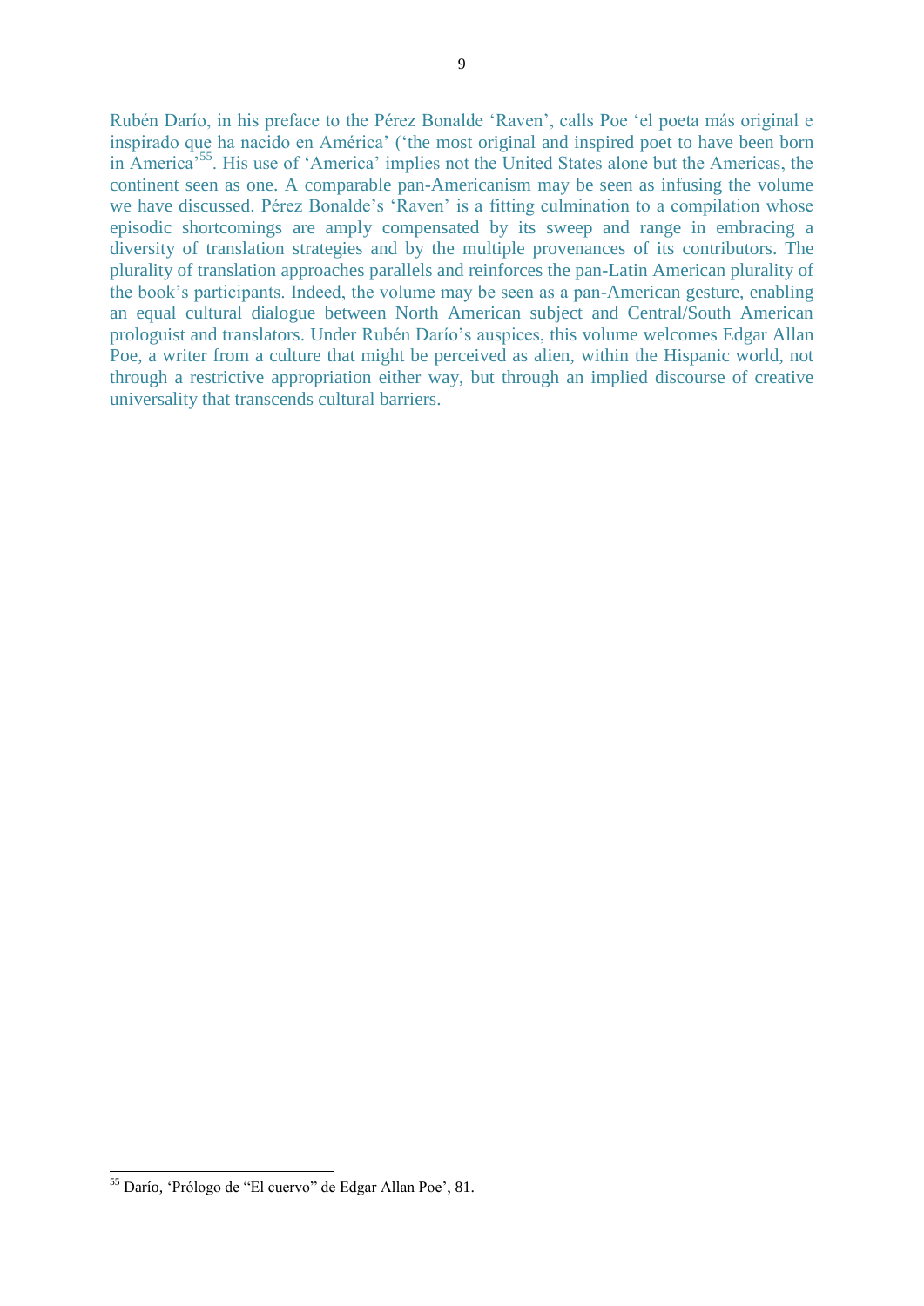Rubén Darío, in his preface to the Pérez Bonalde 'Raven', calls Poe 'el poeta más original e inspirado que ha nacido en América' ('the most original and inspired poet to have been born in America'[55]. His use of 'America' implies not the United States alone but the Americas, the continent seen as one. A comparable pan-Americanism may be seen as infusing the volume we have discussed. Pérez Bonalde's 'Raven' is a fitting culmination to a compilation whose episodic shortcomings are amply compensated by its sweep and range in embracing a diversity of translation strategies and by the multiple provenances of its contributors. The plurality of translation approaches parallels and reinforces the pan-Latin American plurality of the book's participants. Indeed, the volume may be seen as a pan-American gesture, enabling an equal cultural dialogue between North American subject and Central/South American prologuist and translators. Under Rubén Darío's auspices, this volume welcomes Edgar Allan Poe, a writer from a culture that might be perceived as alien, within the Hispanic world, not through a restrictive appropriation either way, but through an implied discourse of creative universality that transcends cultural barriers.

---

[55] Darío, 'Prólogo de "El cuervo" de Edgar Allan Poe', 81.